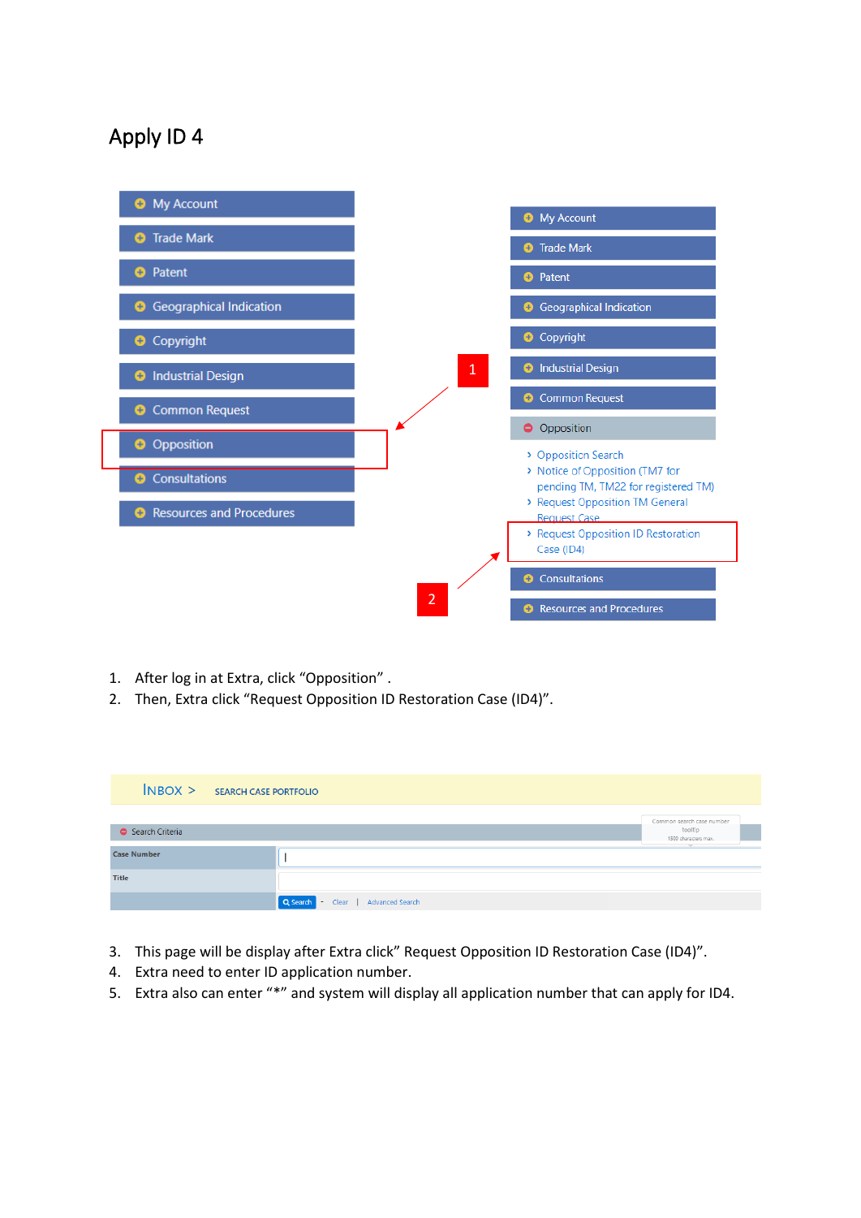# Apply ID 4

- My Account
- Trade Mark
- Patent
- Geographical Indication
- Copyright
- Industrial Design
- Common Request
- Opposition
- Consultations
- Resources and Procedures

1

- My Account
- Trade Mark
- Patent
- Geographical Indication
- Copyright
- Industrial Design
- Common Request
- Opposition
  - Opposition Search
  - Notice of Opposition (TM7 for pending TM, TM22 for registered TM)
  - Request Opposition TM General Request Case
  - Request Opposition ID Restoration Case (ID4)
- Consultations
- Resources and Procedures

2

1. After log in at Extra, click "Opposition" .
2. Then, Extra click "Request Opposition ID Restoration Case (ID4)".

INBOX > SEARCH CASE PORTFOLIO

Search Criteria

Common search case number tooltip 1500 characters max.

| Case Number | |
|---|---|
| Title | |
| | Search - Clear \| Advanced Search |

3. This page will be display after Extra click" Request Opposition ID Restoration Case (ID4)".
4. Extra need to enter ID application number.
5. Extra also can enter "*" and system will display all application number that can apply for ID4.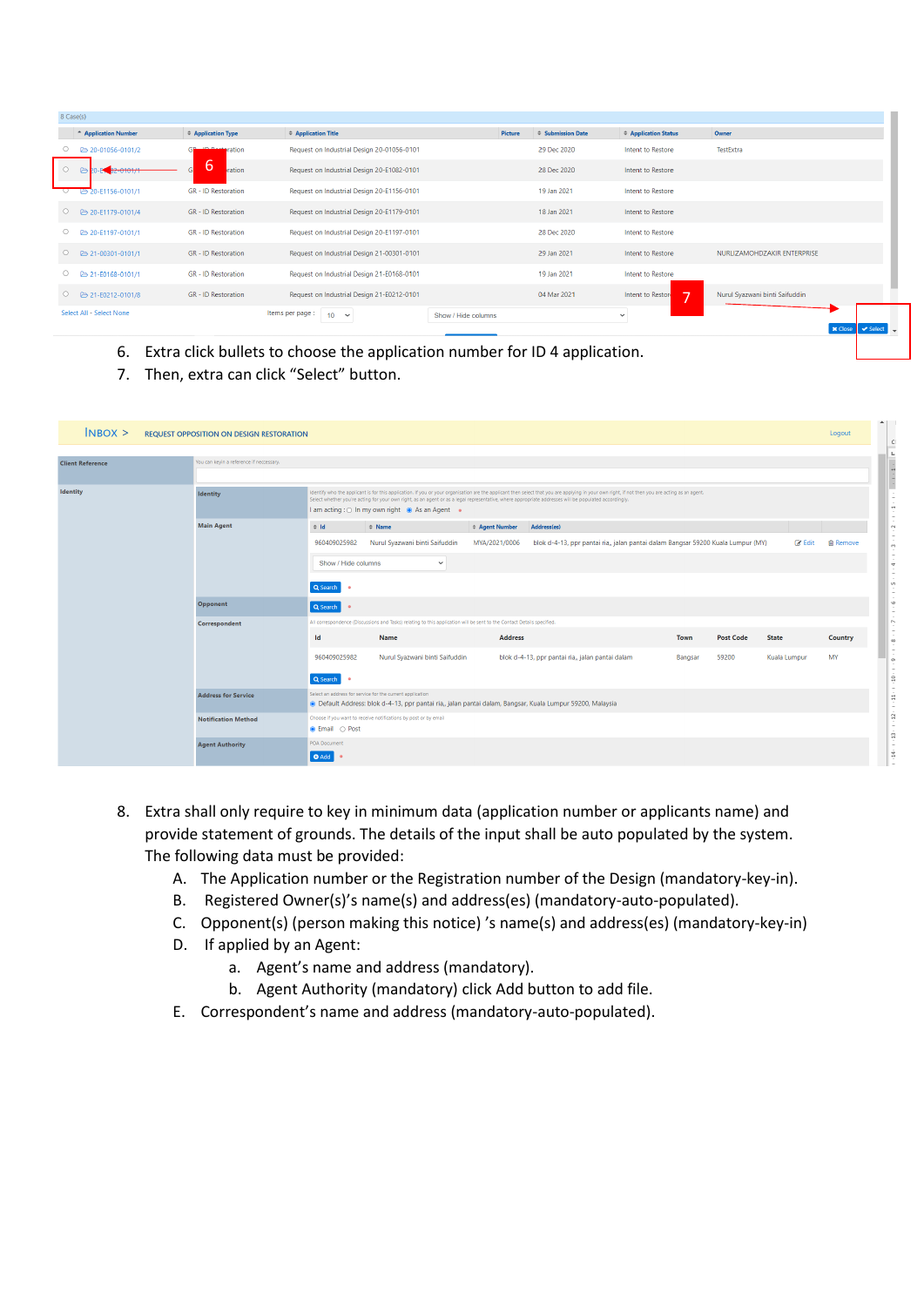6. Extra click bullets to choose the application number for ID 4 application.
7. Then, extra can click "Select" button.

8. Extra shall only require to key in minimum data (application number or applicants name) and provide statement of grounds. The details of the input shall be auto populated by the system. The following data must be provided:
   A. The Application number or the Registration number of the Design (mandatory-key-in).
   B. Registered Owner(s)'s name(s) and address(es) (mandatory-auto-populated).
   C. Opponent(s) (person making this notice) 's name(s) and address(es) (mandatory-key-in)
   D. If applied by an Agent:
      a. Agent's name and address (mandatory).
      b. Agent Authority (mandatory) click Add button to add file.
   E. Correspondent's name and address (mandatory-auto-populated).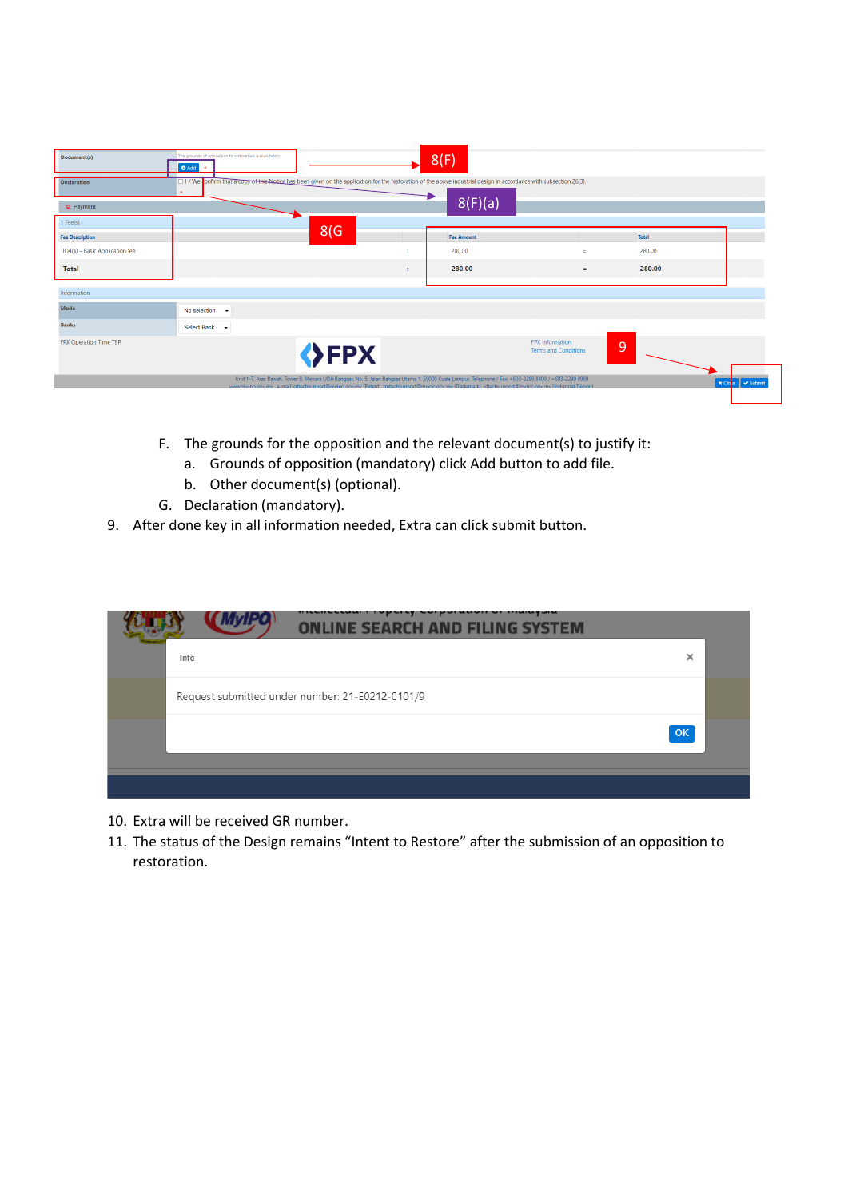F. The grounds for the opposition and the relevant document(s) to justify it:
   a. Grounds of opposition (mandatory) click Add button to add file.
   b. Other document(s) (optional).
G. Declaration (mandatory).

9. After done key in all information needed, Extra can click submit button.

10. Extra will be received GR number.
11. The status of the Design remains “Intent to Restore” after the submission of an opposition to restoration.